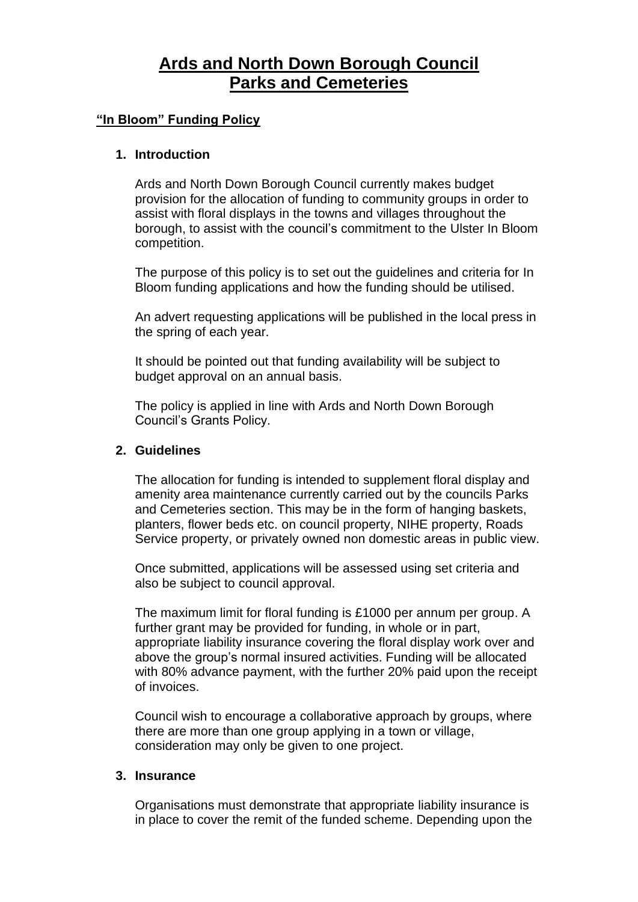# Ards and North Down Borough Council
# Parks and Cemeteries

## "In Bloom" Funding Policy

### 1. Introduction

Ards and North Down Borough Council currently makes budget provision for the allocation of funding to community groups in order to assist with floral displays in the towns and villages throughout the borough, to assist with the council's commitment to the Ulster In Bloom competition.

The purpose of this policy is to set out the guidelines and criteria for In Bloom funding applications and how the funding should be utilised.

An advert requesting applications will be published in the local press in the spring of each year.

It should be pointed out that funding availability will be subject to budget approval on an annual basis.

The policy is applied in line with Ards and North Down Borough Council's Grants Policy.

### 2. Guidelines

The allocation for funding is intended to supplement floral display and amenity area maintenance currently carried out by the councils Parks and Cemeteries section. This may be in the form of hanging baskets, planters, flower beds etc. on council property, NIHE property, Roads Service property, or privately owned non domestic areas in public view.

Once submitted, applications will be assessed using set criteria and also be subject to council approval.

The maximum limit for floral funding is £1000 per annum per group. A further grant may be provided for funding, in whole or in part, appropriate liability insurance covering the floral display work over and above the group's normal insured activities. Funding will be allocated with 80% advance payment, with the further 20% paid upon the receipt of invoices.

Council wish to encourage a collaborative approach by groups, where there are more than one group applying in a town or village, consideration may only be given to one project.

### 3. Insurance

Organisations must demonstrate that appropriate liability insurance is in place to cover the remit of the funded scheme. Depending upon the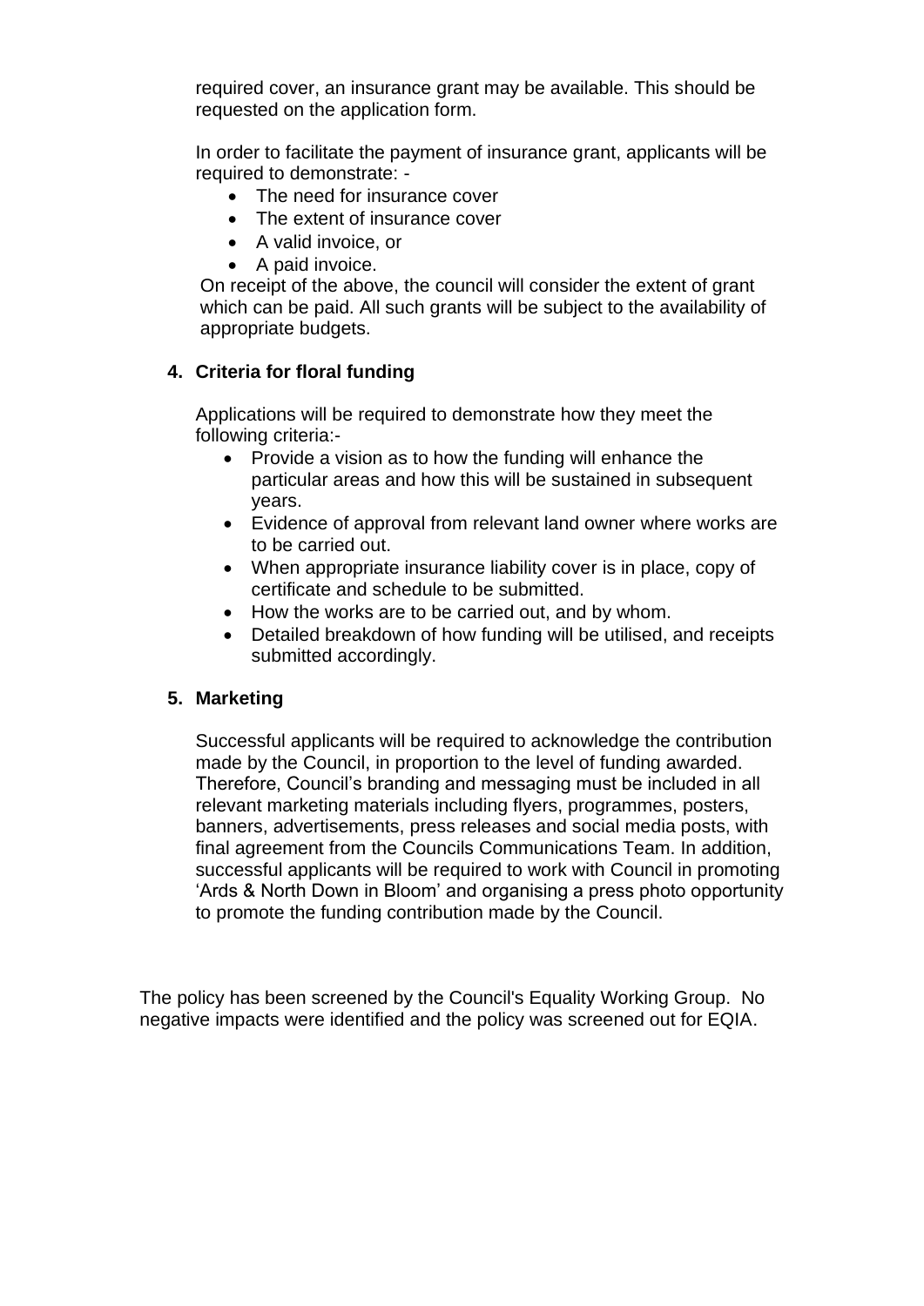required cover, an insurance grant may be available. This should be requested on the application form.

In order to facilitate the payment of insurance grant, applicants will be required to demonstrate: -

- The need for insurance cover
- The extent of insurance cover
- A valid invoice, or
- A paid invoice.

On receipt of the above, the council will consider the extent of grant which can be paid. All such grants will be subject to the availability of appropriate budgets.

## 4. Criteria for floral funding

Applications will be required to demonstrate how they meet the following criteria:-

- Provide a vision as to how the funding will enhance the particular areas and how this will be sustained in subsequent years.
- Evidence of approval from relevant land owner where works are to be carried out.
- When appropriate insurance liability cover is in place, copy of certificate and schedule to be submitted.
- How the works are to be carried out, and by whom.
- Detailed breakdown of how funding will be utilised, and receipts submitted accordingly.

## 5. Marketing

Successful applicants will be required to acknowledge the contribution made by the Council, in proportion to the level of funding awarded. Therefore, Council's branding and messaging must be included in all relevant marketing materials including flyers, programmes, posters, banners, advertisements, press releases and social media posts, with final agreement from the Councils Communications Team. In addition, successful applicants will be required to work with Council in promoting 'Ards & North Down in Bloom' and organising a press photo opportunity to promote the funding contribution made by the Council.

The policy has been screened by the Council's Equality Working Group. No negative impacts were identified and the policy was screened out for EQIA.